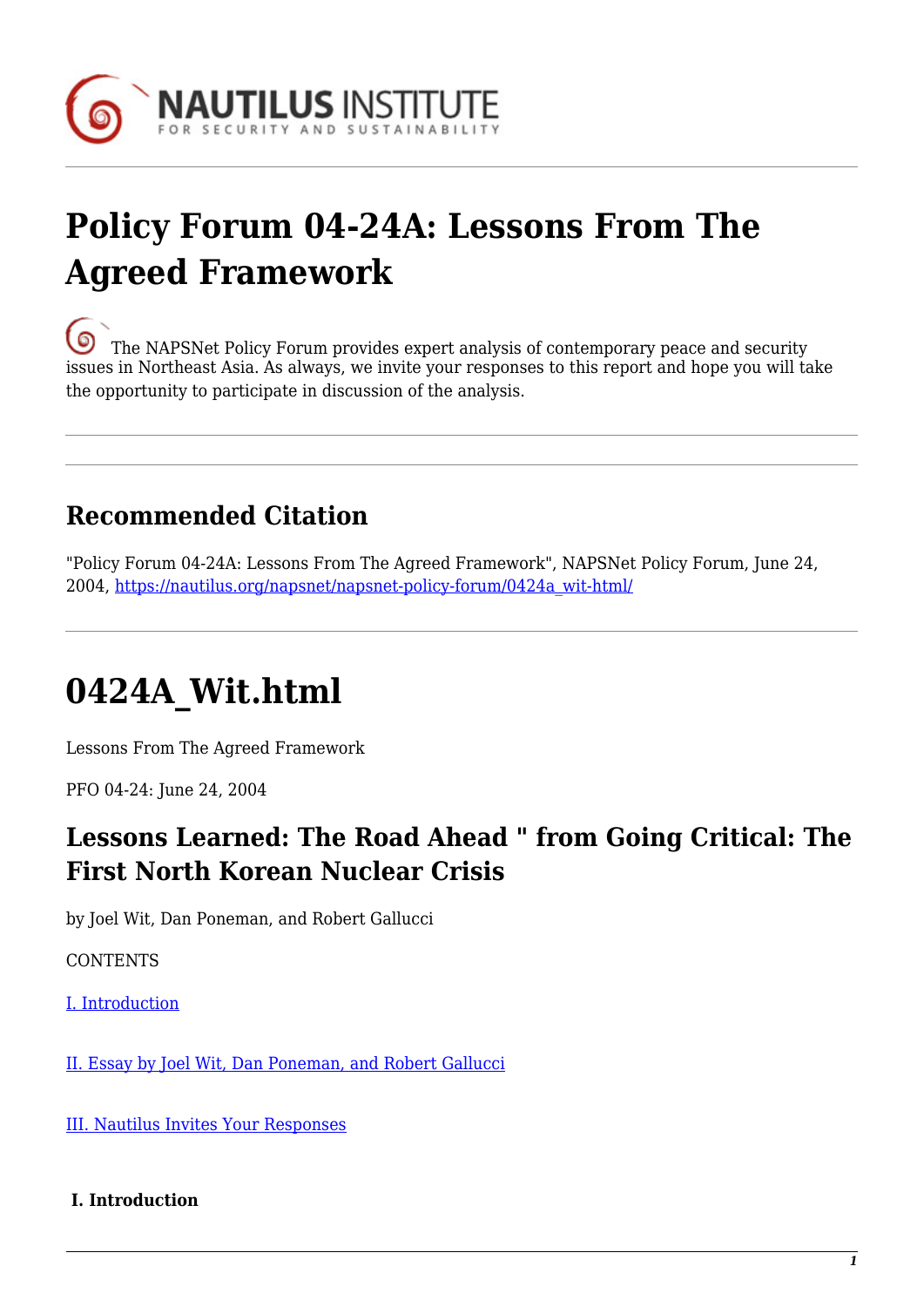# Policy Forum 04-24A: Lessons From The Agreed Framework

The NAPSNet Policy Forum provides expert analysis of contemporary peace and security issues in Northeast Asia. As always, we invite your responses to this report and hope you will take the opportunity to participate in discussion of the analysis.

## Recommended Citation

"Policy Forum 04-24A: Lessons From The Agreed Framework", NAPSNet Policy Forum, June 24, 2004, https://nautilus.org/napsnet/napsnet-policy-forum/0424a_wit-html/

# 0424A_Wit.html

Lessons From The Agreed Framework

PFO 04-24: June 24, 2004

## Lessons Learned: The Road Ahead " from Going Critical: The First North Korean Nuclear Crisis

by Joel Wit, Dan Poneman, and Robert Gallucci

CONTENTS

I. Introduction

II. Essay by Joel Wit, Dan Poneman, and Robert Gallucci

III. Nautilus Invites Your Responses

**I. Introduction**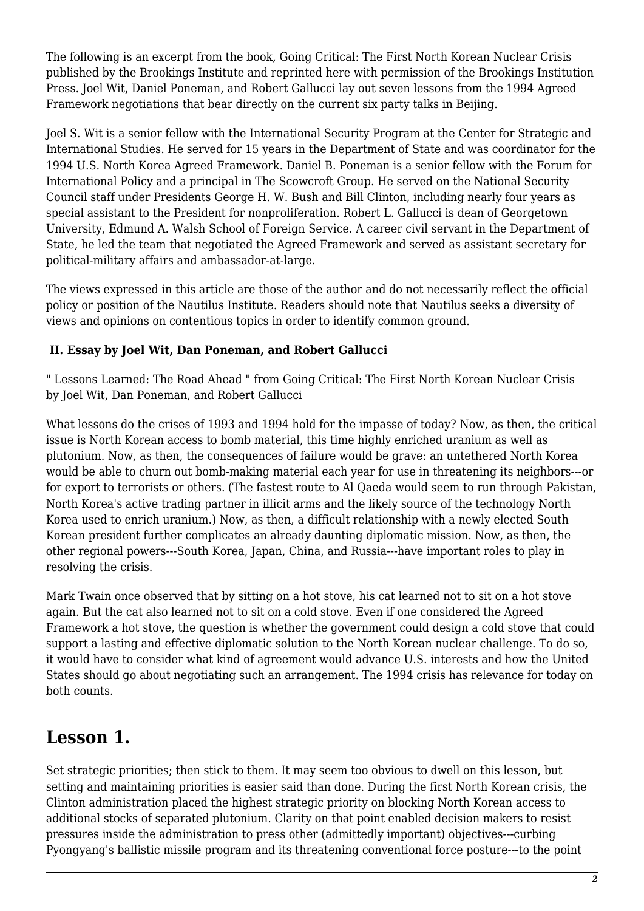The following is an excerpt from the book, Going Critical: The First North Korean Nuclear Crisis published by the Brookings Institute and reprinted here with permission of the Brookings Institution Press. Joel Wit, Daniel Poneman, and Robert Gallucci lay out seven lessons from the 1994 Agreed Framework negotiations that bear directly on the current six party talks in Beijing.

Joel S. Wit is a senior fellow with the International Security Program at the Center for Strategic and International Studies. He served for 15 years in the Department of State and was coordinator for the 1994 U.S. North Korea Agreed Framework. Daniel B. Poneman is a senior fellow with the Forum for International Policy and a principal in The Scowcroft Group. He served on the National Security Council staff under Presidents George H. W. Bush and Bill Clinton, including nearly four years as special assistant to the President for nonproliferation. Robert L. Gallucci is dean of Georgetown University, Edmund A. Walsh School of Foreign Service. A career civil servant in the Department of State, he led the team that negotiated the Agreed Framework and served as assistant secretary for political-military affairs and ambassador-at-large.

The views expressed in this article are those of the author and do not necessarily reflect the official policy or position of the Nautilus Institute. Readers should note that Nautilus seeks a diversity of views and opinions on contentious topics in order to identify common ground.

**II. Essay by Joel Wit, Dan Poneman, and Robert Gallucci**

" Lessons Learned: The Road Ahead " from Going Critical: The First North Korean Nuclear Crisis by Joel Wit, Dan Poneman, and Robert Gallucci

What lessons do the crises of 1993 and 1994 hold for the impasse of today? Now, as then, the critical issue is North Korean access to bomb material, this time highly enriched uranium as well as plutonium. Now, as then, the consequences of failure would be grave: an untethered North Korea would be able to churn out bomb-making material each year for use in threatening its neighbors---or for export to terrorists or others. (The fastest route to Al Qaeda would seem to run through Pakistan, North Korea's active trading partner in illicit arms and the likely source of the technology North Korea used to enrich uranium.) Now, as then, a difficult relationship with a newly elected South Korean president further complicates an already daunting diplomatic mission. Now, as then, the other regional powers---South Korea, Japan, China, and Russia---have important roles to play in resolving the crisis.

Mark Twain once observed that by sitting on a hot stove, his cat learned not to sit on a hot stove again. But the cat also learned not to sit on a cold stove. Even if one considered the Agreed Framework a hot stove, the question is whether the government could design a cold stove that could support a lasting and effective diplomatic solution to the North Korean nuclear challenge. To do so, it would have to consider what kind of agreement would advance U.S. interests and how the United States should go about negotiating such an arrangement. The 1994 crisis has relevance for today on both counts.

## Lesson 1.

Set strategic priorities; then stick to them. It may seem too obvious to dwell on this lesson, but setting and maintaining priorities is easier said than done. During the first North Korean crisis, the Clinton administration placed the highest strategic priority on blocking North Korean access to additional stocks of separated plutonium. Clarity on that point enabled decision makers to resist pressures inside the administration to press other (admittedly important) objectives---curbing Pyongyang's ballistic missile program and its threatening conventional force posture---to the point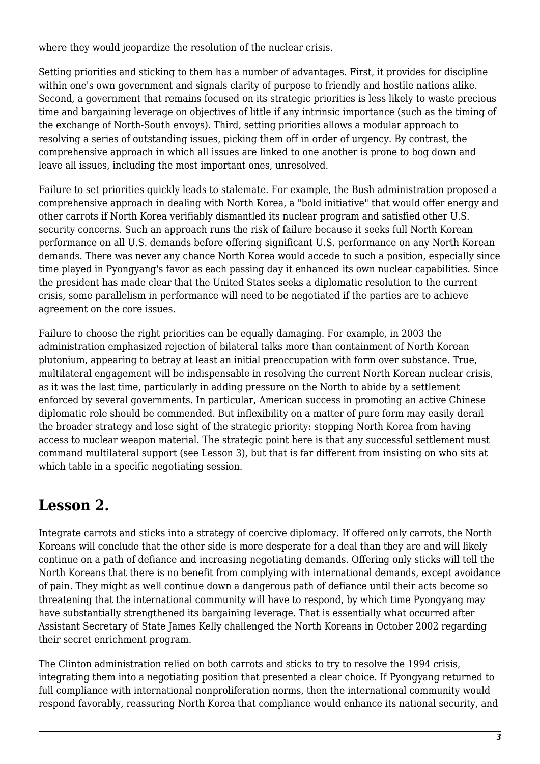where they would jeopardize the resolution of the nuclear crisis.

Setting priorities and sticking to them has a number of advantages. First, it provides for discipline within one's own government and signals clarity of purpose to friendly and hostile nations alike. Second, a government that remains focused on its strategic priorities is less likely to waste precious time and bargaining leverage on objectives of little if any intrinsic importance (such as the timing of the exchange of North-South envoys). Third, setting priorities allows a modular approach to resolving a series of outstanding issues, picking them off in order of urgency. By contrast, the comprehensive approach in which all issues are linked to one another is prone to bog down and leave all issues, including the most important ones, unresolved.

Failure to set priorities quickly leads to stalemate. For example, the Bush administration proposed a comprehensive approach in dealing with North Korea, a "bold initiative" that would offer energy and other carrots if North Korea verifiably dismantled its nuclear program and satisfied other U.S. security concerns. Such an approach runs the risk of failure because it seeks full North Korean performance on all U.S. demands before offering significant U.S. performance on any North Korean demands. There was never any chance North Korea would accede to such a position, especially since time played in Pyongyang's favor as each passing day it enhanced its own nuclear capabilities. Since the president has made clear that the United States seeks a diplomatic resolution to the current crisis, some parallelism in performance will need to be negotiated if the parties are to achieve agreement on the core issues.

Failure to choose the right priorities can be equally damaging. For example, in 2003 the administration emphasized rejection of bilateral talks more than containment of North Korean plutonium, appearing to betray at least an initial preoccupation with form over substance. True, multilateral engagement will be indispensable in resolving the current North Korean nuclear crisis, as it was the last time, particularly in adding pressure on the North to abide by a settlement enforced by several governments. In particular, American success in promoting an active Chinese diplomatic role should be commended. But inflexibility on a matter of pure form may easily derail the broader strategy and lose sight of the strategic priority: stopping North Korea from having access to nuclear weapon material. The strategic point here is that any successful settlement must command multilateral support (see Lesson 3), but that is far different from insisting on who sits at which table in a specific negotiating session.

## Lesson 2.

Integrate carrots and sticks into a strategy of coercive diplomacy. If offered only carrots, the North Koreans will conclude that the other side is more desperate for a deal than they are and will likely continue on a path of defiance and increasing negotiating demands. Offering only sticks will tell the North Koreans that there is no benefit from complying with international demands, except avoidance of pain. They might as well continue down a dangerous path of defiance until their acts become so threatening that the international community will have to respond, by which time Pyongyang may have substantially strengthened its bargaining leverage. That is essentially what occurred after Assistant Secretary of State James Kelly challenged the North Koreans in October 2002 regarding their secret enrichment program.

The Clinton administration relied on both carrots and sticks to try to resolve the 1994 crisis, integrating them into a negotiating position that presented a clear choice. If Pyongyang returned to full compliance with international nonproliferation norms, then the international community would respond favorably, reassuring North Korea that compliance would enhance its national security, and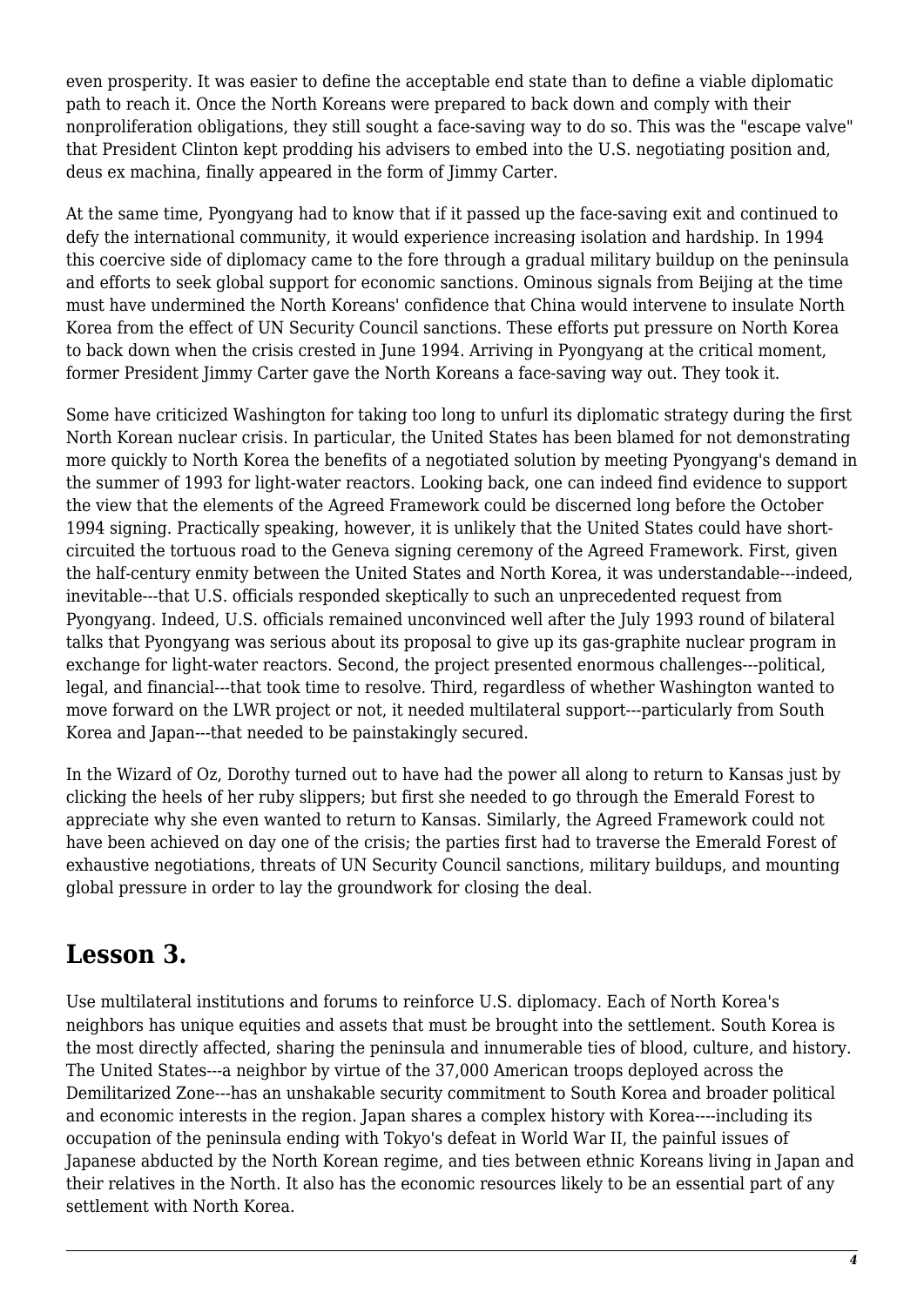even prosperity. It was easier to define the acceptable end state than to define a viable diplomatic path to reach it. Once the North Koreans were prepared to back down and comply with their nonproliferation obligations, they still sought a face-saving way to do so. This was the "escape valve" that President Clinton kept prodding his advisers to embed into the U.S. negotiating position and, deus ex machina, finally appeared in the form of Jimmy Carter.

At the same time, Pyongyang had to know that if it passed up the face-saving exit and continued to defy the international community, it would experience increasing isolation and hardship. In 1994 this coercive side of diplomacy came to the fore through a gradual military buildup on the peninsula and efforts to seek global support for economic sanctions. Ominous signals from Beijing at the time must have undermined the North Koreans' confidence that China would intervene to insulate North Korea from the effect of UN Security Council sanctions. These efforts put pressure on North Korea to back down when the crisis crested in June 1994. Arriving in Pyongyang at the critical moment, former President Jimmy Carter gave the North Koreans a face-saving way out. They took it.

Some have criticized Washington for taking too long to unfurl its diplomatic strategy during the first North Korean nuclear crisis. In particular, the United States has been blamed for not demonstrating more quickly to North Korea the benefits of a negotiated solution by meeting Pyongyang's demand in the summer of 1993 for light-water reactors. Looking back, one can indeed find evidence to support the view that the elements of the Agreed Framework could be discerned long before the October 1994 signing. Practically speaking, however, it is unlikely that the United States could have short-circuited the tortuous road to the Geneva signing ceremony of the Agreed Framework. First, given the half-century enmity between the United States and North Korea, it was understandable---indeed, inevitable---that U.S. officials responded skeptically to such an unprecedented request from Pyongyang. Indeed, U.S. officials remained unconvinced well after the July 1993 round of bilateral talks that Pyongyang was serious about its proposal to give up its gas-graphite nuclear program in exchange for light-water reactors. Second, the project presented enormous challenges---political, legal, and financial---that took time to resolve. Third, regardless of whether Washington wanted to move forward on the LWR project or not, it needed multilateral support---particularly from South Korea and Japan---that needed to be painstakingly secured.

In the Wizard of Oz, Dorothy turned out to have had the power all along to return to Kansas just by clicking the heels of her ruby slippers; but first she needed to go through the Emerald Forest to appreciate why she even wanted to return to Kansas. Similarly, the Agreed Framework could not have been achieved on day one of the crisis; the parties first had to traverse the Emerald Forest of exhaustive negotiations, threats of UN Security Council sanctions, military buildups, and mounting global pressure in order to lay the groundwork for closing the deal.

## Lesson 3.

Use multilateral institutions and forums to reinforce U.S. diplomacy. Each of North Korea's neighbors has unique equities and assets that must be brought into the settlement. South Korea is the most directly affected, sharing the peninsula and innumerable ties of blood, culture, and history. The United States---a neighbor by virtue of the 37,000 American troops deployed across the Demilitarized Zone---has an unshakable security commitment to South Korea and broader political and economic interests in the region. Japan shares a complex history with Korea----including its occupation of the peninsula ending with Tokyo's defeat in World War II, the painful issues of Japanese abducted by the North Korean regime, and ties between ethnic Koreans living in Japan and their relatives in the North. It also has the economic resources likely to be an essential part of any settlement with North Korea.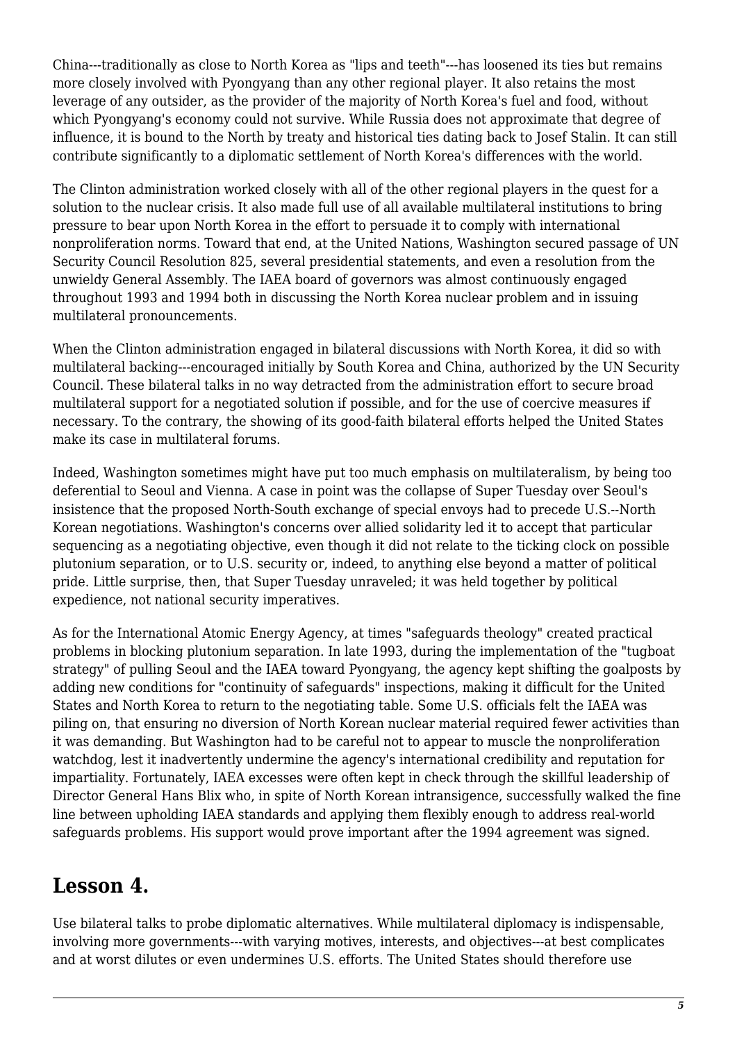China---traditionally as close to North Korea as "lips and teeth"---has loosened its ties but remains more closely involved with Pyongyang than any other regional player. It also retains the most leverage of any outsider, as the provider of the majority of North Korea's fuel and food, without which Pyongyang's economy could not survive. While Russia does not approximate that degree of influence, it is bound to the North by treaty and historical ties dating back to Josef Stalin. It can still contribute significantly to a diplomatic settlement of North Korea's differences with the world.

The Clinton administration worked closely with all of the other regional players in the quest for a solution to the nuclear crisis. It also made full use of all available multilateral institutions to bring pressure to bear upon North Korea in the effort to persuade it to comply with international nonproliferation norms. Toward that end, at the United Nations, Washington secured passage of UN Security Council Resolution 825, several presidential statements, and even a resolution from the unwieldy General Assembly. The IAEA board of governors was almost continuously engaged throughout 1993 and 1994 both in discussing the North Korea nuclear problem and in issuing multilateral pronouncements.

When the Clinton administration engaged in bilateral discussions with North Korea, it did so with multilateral backing---encouraged initially by South Korea and China, authorized by the UN Security Council. These bilateral talks in no way detracted from the administration effort to secure broad multilateral support for a negotiated solution if possible, and for the use of coercive measures if necessary. To the contrary, the showing of its good-faith bilateral efforts helped the United States make its case in multilateral forums.

Indeed, Washington sometimes might have put too much emphasis on multilateralism, by being too deferential to Seoul and Vienna. A case in point was the collapse of Super Tuesday over Seoul's insistence that the proposed North-South exchange of special envoys had to precede U.S.--North Korean negotiations. Washington's concerns over allied solidarity led it to accept that particular sequencing as a negotiating objective, even though it did not relate to the ticking clock on possible plutonium separation, or to U.S. security or, indeed, to anything else beyond a matter of political pride. Little surprise, then, that Super Tuesday unraveled; it was held together by political expedience, not national security imperatives.

As for the International Atomic Energy Agency, at times "safeguards theology" created practical problems in blocking plutonium separation. In late 1993, during the implementation of the "tugboat strategy" of pulling Seoul and the IAEA toward Pyongyang, the agency kept shifting the goalposts by adding new conditions for "continuity of safeguards" inspections, making it difficult for the United States and North Korea to return to the negotiating table. Some U.S. officials felt the IAEA was piling on, that ensuring no diversion of North Korean nuclear material required fewer activities than it was demanding. But Washington had to be careful not to appear to muscle the nonproliferation watchdog, lest it inadvertently undermine the agency's international credibility and reputation for impartiality. Fortunately, IAEA excesses were often kept in check through the skillful leadership of Director General Hans Blix who, in spite of North Korean intransigence, successfully walked the fine line between upholding IAEA standards and applying them flexibly enough to address real-world safeguards problems. His support would prove important after the 1994 agreement was signed.

## Lesson 4.

Use bilateral talks to probe diplomatic alternatives. While multilateral diplomacy is indispensable, involving more governments---with varying motives, interests, and objectives---at best complicates and at worst dilutes or even undermines U.S. efforts. The United States should therefore use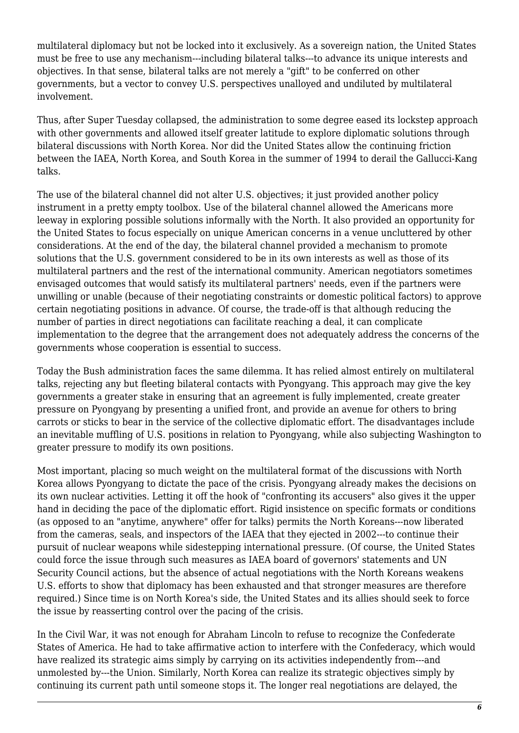multilateral diplomacy but not be locked into it exclusively. As a sovereign nation, the United States must be free to use any mechanism---including bilateral talks---to advance its unique interests and objectives. In that sense, bilateral talks are not merely a "gift" to be conferred on other governments, but a vector to convey U.S. perspectives unalloyed and undiluted by multilateral involvement.

Thus, after Super Tuesday collapsed, the administration to some degree eased its lockstep approach with other governments and allowed itself greater latitude to explore diplomatic solutions through bilateral discussions with North Korea. Nor did the United States allow the continuing friction between the IAEA, North Korea, and South Korea in the summer of 1994 to derail the Gallucci-Kang talks.

The use of the bilateral channel did not alter U.S. objectives; it just provided another policy instrument in a pretty empty toolbox. Use of the bilateral channel allowed the Americans more leeway in exploring possible solutions informally with the North. It also provided an opportunity for the United States to focus especially on unique American concerns in a venue uncluttered by other considerations. At the end of the day, the bilateral channel provided a mechanism to promote solutions that the U.S. government considered to be in its own interests as well as those of its multilateral partners and the rest of the international community. American negotiators sometimes envisaged outcomes that would satisfy its multilateral partners' needs, even if the partners were unwilling or unable (because of their negotiating constraints or domestic political factors) to approve certain negotiating positions in advance. Of course, the trade-off is that although reducing the number of parties in direct negotiations can facilitate reaching a deal, it can complicate implementation to the degree that the arrangement does not adequately address the concerns of the governments whose cooperation is essential to success.

Today the Bush administration faces the same dilemma. It has relied almost entirely on multilateral talks, rejecting any but fleeting bilateral contacts with Pyongyang. This approach may give the key governments a greater stake in ensuring that an agreement is fully implemented, create greater pressure on Pyongyang by presenting a unified front, and provide an avenue for others to bring carrots or sticks to bear in the service of the collective diplomatic effort. The disadvantages include an inevitable muffling of U.S. positions in relation to Pyongyang, while also subjecting Washington to greater pressure to modify its own positions.

Most important, placing so much weight on the multilateral format of the discussions with North Korea allows Pyongyang to dictate the pace of the crisis. Pyongyang already makes the decisions on its own nuclear activities. Letting it off the hook of "confronting its accusers" also gives it the upper hand in deciding the pace of the diplomatic effort. Rigid insistence on specific formats or conditions (as opposed to an "anytime, anywhere" offer for talks) permits the North Koreans---now liberated from the cameras, seals, and inspectors of the IAEA that they ejected in 2002---to continue their pursuit of nuclear weapons while sidestepping international pressure. (Of course, the United States could force the issue through such measures as IAEA board of governors' statements and UN Security Council actions, but the absence of actual negotiations with the North Koreans weakens U.S. efforts to show that diplomacy has been exhausted and that stronger measures are therefore required.) Since time is on North Korea's side, the United States and its allies should seek to force the issue by reasserting control over the pacing of the crisis.

In the Civil War, it was not enough for Abraham Lincoln to refuse to recognize the Confederate States of America. He had to take affirmative action to interfere with the Confederacy, which would have realized its strategic aims simply by carrying on its activities independently from---and unmolested by---the Union. Similarly, North Korea can realize its strategic objectives simply by continuing its current path until someone stops it. The longer real negotiations are delayed, the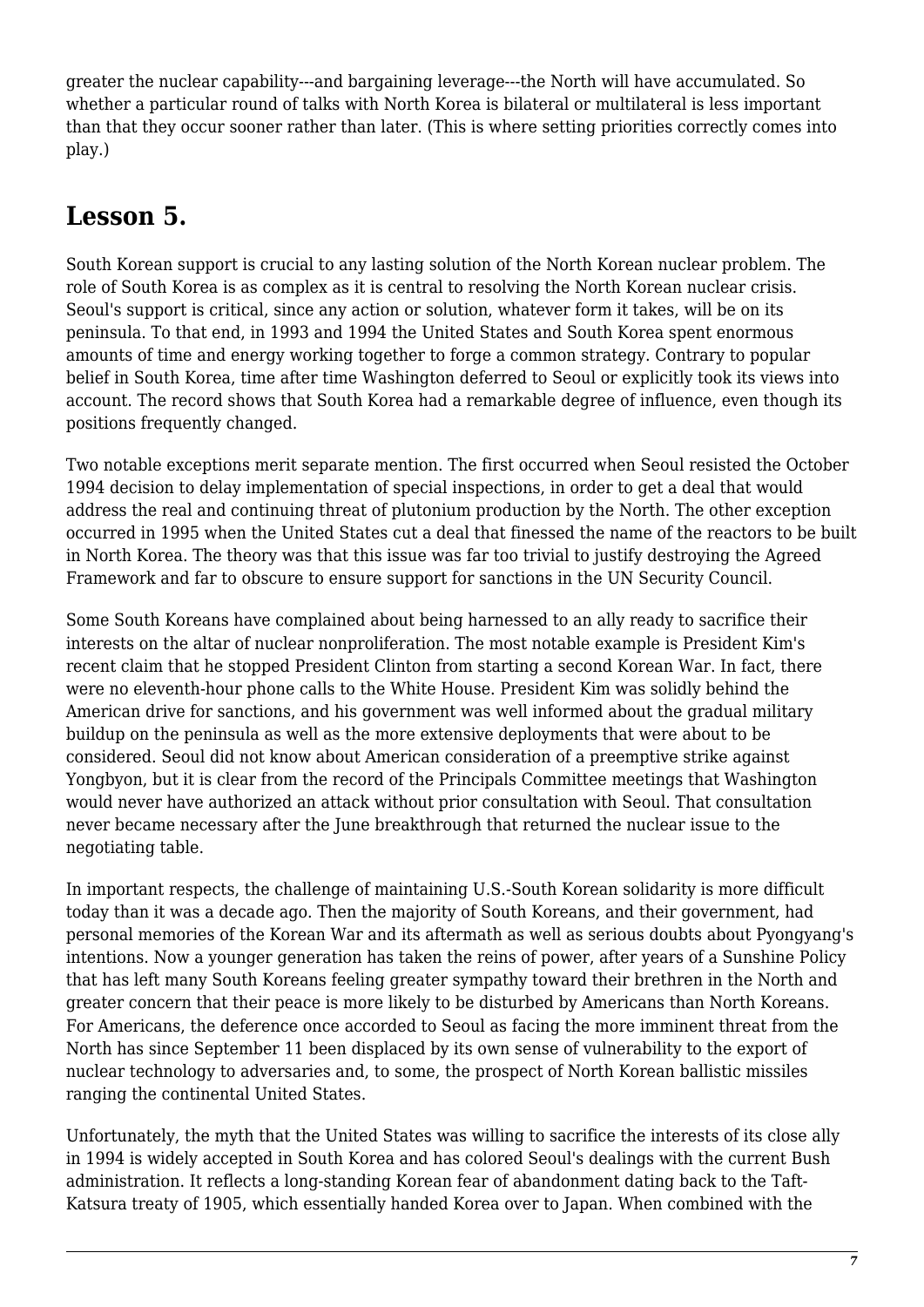greater the nuclear capability---and bargaining leverage---the North will have accumulated. So whether a particular round of talks with North Korea is bilateral or multilateral is less important than that they occur sooner rather than later. (This is where setting priorities correctly comes into play.)

## Lesson 5.

South Korean support is crucial to any lasting solution of the North Korean nuclear problem. The role of South Korea is as complex as it is central to resolving the North Korean nuclear crisis. Seoul's support is critical, since any action or solution, whatever form it takes, will be on its peninsula. To that end, in 1993 and 1994 the United States and South Korea spent enormous amounts of time and energy working together to forge a common strategy. Contrary to popular belief in South Korea, time after time Washington deferred to Seoul or explicitly took its views into account. The record shows that South Korea had a remarkable degree of influence, even though its positions frequently changed.

Two notable exceptions merit separate mention. The first occurred when Seoul resisted the October 1994 decision to delay implementation of special inspections, in order to get a deal that would address the real and continuing threat of plutonium production by the North. The other exception occurred in 1995 when the United States cut a deal that finessed the name of the reactors to be built in North Korea. The theory was that this issue was far too trivial to justify destroying the Agreed Framework and far to obscure to ensure support for sanctions in the UN Security Council.

Some South Koreans have complained about being harnessed to an ally ready to sacrifice their interests on the altar of nuclear nonproliferation. The most notable example is President Kim's recent claim that he stopped President Clinton from starting a second Korean War. In fact, there were no eleventh-hour phone calls to the White House. President Kim was solidly behind the American drive for sanctions, and his government was well informed about the gradual military buildup on the peninsula as well as the more extensive deployments that were about to be considered. Seoul did not know about American consideration of a preemptive strike against Yongbyon, but it is clear from the record of the Principals Committee meetings that Washington would never have authorized an attack without prior consultation with Seoul. That consultation never became necessary after the June breakthrough that returned the nuclear issue to the negotiating table.

In important respects, the challenge of maintaining U.S.-South Korean solidarity is more difficult today than it was a decade ago. Then the majority of South Koreans, and their government, had personal memories of the Korean War and its aftermath as well as serious doubts about Pyongyang's intentions. Now a younger generation has taken the reins of power, after years of a Sunshine Policy that has left many South Koreans feeling greater sympathy toward their brethren in the North and greater concern that their peace is more likely to be disturbed by Americans than North Koreans. For Americans, the deference once accorded to Seoul as facing the more imminent threat from the North has since September 11 been displaced by its own sense of vulnerability to the export of nuclear technology to adversaries and, to some, the prospect of North Korean ballistic missiles ranging the continental United States.

Unfortunately, the myth that the United States was willing to sacrifice the interests of its close ally in 1994 is widely accepted in South Korea and has colored Seoul's dealings with the current Bush administration. It reflects a long-standing Korean fear of abandonment dating back to the Taft-Katsura treaty of 1905, which essentially handed Korea over to Japan. When combined with the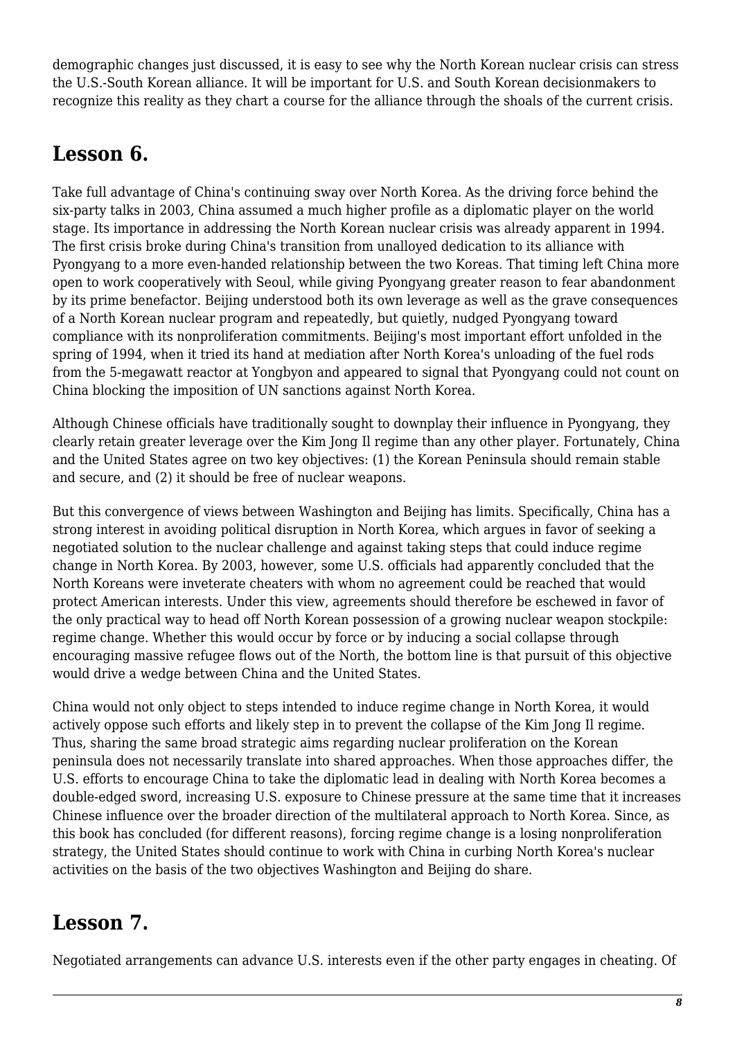demographic changes just discussed, it is easy to see why the North Korean nuclear crisis can stress the U.S.-South Korean alliance. It will be important for U.S. and South Korean decisionmakers to recognize this reality as they chart a course for the alliance through the shoals of the current crisis.

## Lesson 6.

Take full advantage of China's continuing sway over North Korea. As the driving force behind the six-party talks in 2003, China assumed a much higher profile as a diplomatic player on the world stage. Its importance in addressing the North Korean nuclear crisis was already apparent in 1994. The first crisis broke during China's transition from unalloyed dedication to its alliance with Pyongyang to a more even-handed relationship between the two Koreas. That timing left China more open to work cooperatively with Seoul, while giving Pyongyang greater reason to fear abandonment by its prime benefactor. Beijing understood both its own leverage as well as the grave consequences of a North Korean nuclear program and repeatedly, but quietly, nudged Pyongyang toward compliance with its nonproliferation commitments. Beijing's most important effort unfolded in the spring of 1994, when it tried its hand at mediation after North Korea's unloading of the fuel rods from the 5-megawatt reactor at Yongbyon and appeared to signal that Pyongyang could not count on China blocking the imposition of UN sanctions against North Korea.

Although Chinese officials have traditionally sought to downplay their influence in Pyongyang, they clearly retain greater leverage over the Kim Jong Il regime than any other player. Fortunately, China and the United States agree on two key objectives: (1) the Korean Peninsula should remain stable and secure, and (2) it should be free of nuclear weapons.

But this convergence of views between Washington and Beijing has limits. Specifically, China has a strong interest in avoiding political disruption in North Korea, which argues in favor of seeking a negotiated solution to the nuclear challenge and against taking steps that could induce regime change in North Korea. By 2003, however, some U.S. officials had apparently concluded that the North Koreans were inveterate cheaters with whom no agreement could be reached that would protect American interests. Under this view, agreements should therefore be eschewed in favor of the only practical way to head off North Korean possession of a growing nuclear weapon stockpile: regime change. Whether this would occur by force or by inducing a social collapse through encouraging massive refugee flows out of the North, the bottom line is that pursuit of this objective would drive a wedge between China and the United States.

China would not only object to steps intended to induce regime change in North Korea, it would actively oppose such efforts and likely step in to prevent the collapse of the Kim Jong Il regime. Thus, sharing the same broad strategic aims regarding nuclear proliferation on the Korean peninsula does not necessarily translate into shared approaches. When those approaches differ, the U.S. efforts to encourage China to take the diplomatic lead in dealing with North Korea becomes a double-edged sword, increasing U.S. exposure to Chinese pressure at the same time that it increases Chinese influence over the broader direction of the multilateral approach to North Korea. Since, as this book has concluded (for different reasons), forcing regime change is a losing nonproliferation strategy, the United States should continue to work with China in curbing North Korea's nuclear activities on the basis of the two objectives Washington and Beijing do share.

## Lesson 7.

Negotiated arrangements can advance U.S. interests even if the other party engages in cheating. Of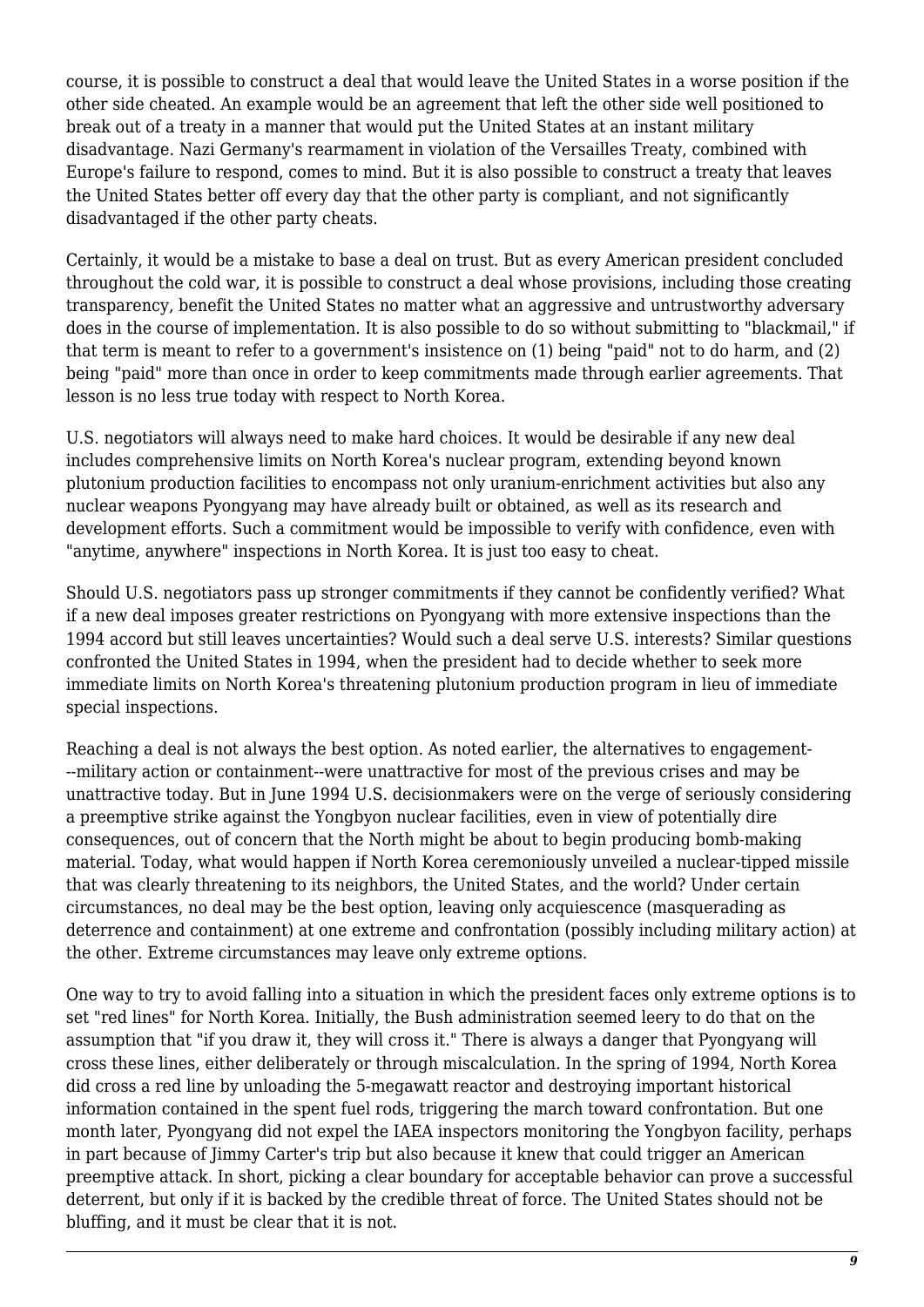course, it is possible to construct a deal that would leave the United States in a worse position if the other side cheated. An example would be an agreement that left the other side well positioned to break out of a treaty in a manner that would put the United States at an instant military disadvantage. Nazi Germany's rearmament in violation of the Versailles Treaty, combined with Europe's failure to respond, comes to mind. But it is also possible to construct a treaty that leaves the United States better off every day that the other party is compliant, and not significantly disadvantaged if the other party cheats.

Certainly, it would be a mistake to base a deal on trust. But as every American president concluded throughout the cold war, it is possible to construct a deal whose provisions, including those creating transparency, benefit the United States no matter what an aggressive and untrustworthy adversary does in the course of implementation. It is also possible to do so without submitting to "blackmail," if that term is meant to refer to a government's insistence on (1) being "paid" not to do harm, and (2) being "paid" more than once in order to keep commitments made through earlier agreements. That lesson is no less true today with respect to North Korea.

U.S. negotiators will always need to make hard choices. It would be desirable if any new deal includes comprehensive limits on North Korea's nuclear program, extending beyond known plutonium production facilities to encompass not only uranium-enrichment activities but also any nuclear weapons Pyongyang may have already built or obtained, as well as its research and development efforts. Such a commitment would be impossible to verify with confidence, even with "anytime, anywhere" inspections in North Korea. It is just too easy to cheat.

Should U.S. negotiators pass up stronger commitments if they cannot be confidently verified? What if a new deal imposes greater restrictions on Pyongyang with more extensive inspections than the 1994 accord but still leaves uncertainties? Would such a deal serve U.S. interests? Similar questions confronted the United States in 1994, when the president had to decide whether to seek more immediate limits on North Korea's threatening plutonium production program in lieu of immediate special inspections.

Reaching a deal is not always the best option. As noted earlier, the alternatives to engagement---military action or containment--were unattractive for most of the previous crises and may be unattractive today. But in June 1994 U.S. decisionmakers were on the verge of seriously considering a preemptive strike against the Yongbyon nuclear facilities, even in view of potentially dire consequences, out of concern that the North might be about to begin producing bomb-making material. Today, what would happen if North Korea ceremoniously unveiled a nuclear-tipped missile that was clearly threatening to its neighbors, the United States, and the world? Under certain circumstances, no deal may be the best option, leaving only acquiescence (masquerading as deterrence and containment) at one extreme and confrontation (possibly including military action) at the other. Extreme circumstances may leave only extreme options.

One way to try to avoid falling into a situation in which the president faces only extreme options is to set "red lines" for North Korea. Initially, the Bush administration seemed leery to do that on the assumption that "if you draw it, they will cross it." There is always a danger that Pyongyang will cross these lines, either deliberately or through miscalculation. In the spring of 1994, North Korea did cross a red line by unloading the 5-megawatt reactor and destroying important historical information contained in the spent fuel rods, triggering the march toward confrontation. But one month later, Pyongyang did not expel the IAEA inspectors monitoring the Yongbyon facility, perhaps in part because of Jimmy Carter's trip but also because it knew that could trigger an American preemptive attack. In short, picking a clear boundary for acceptable behavior can prove a successful deterrent, but only if it is backed by the credible threat of force. The United States should not be bluffing, and it must be clear that it is not.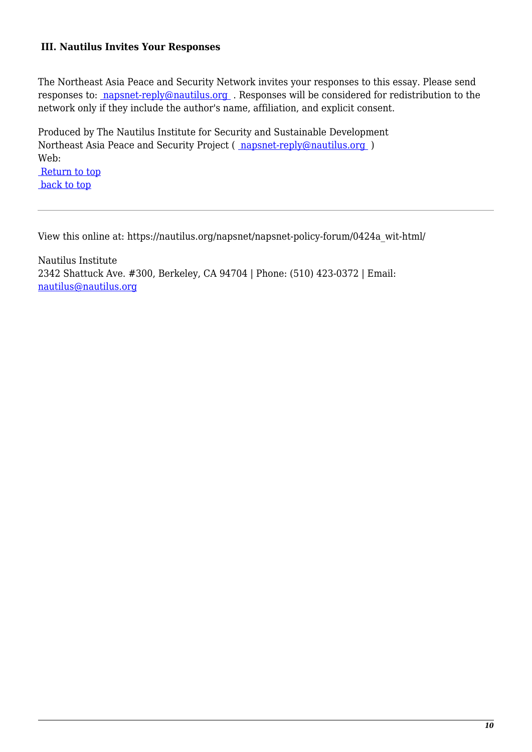### III. Nautilus Invites Your Responses

The Northeast Asia Peace and Security Network invites your responses to this essay. Please send responses to: napsnet-reply@nautilus.org . Responses will be considered for redistribution to the network only if they include the author's name, affiliation, and explicit consent.

Produced by The Nautilus Institute for Security and Sustainable Development
Northeast Asia Peace and Security Project ( napsnet-reply@nautilus.org )
Web:
Return to top
back to top

---

View this online at: https://nautilus.org/napsnet/napsnet-policy-forum/0424a_wit-html/

Nautilus Institute
2342 Shattuck Ave. #300, Berkeley, CA 94704 | Phone: (510) 423-0372 | Email: nautilus@nautilus.org